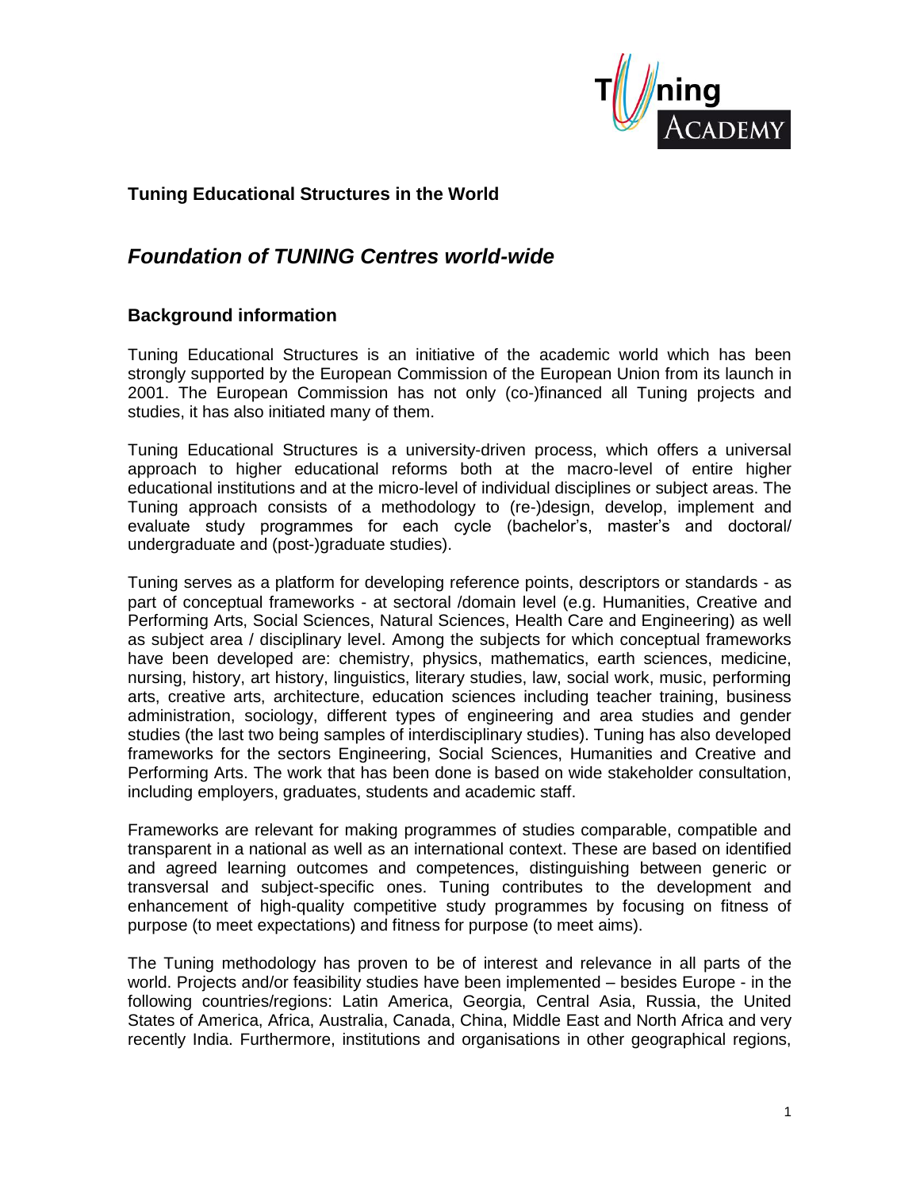**Tuning Educational Structures in the World**

## *Foundation of TUNING Centres world-wide*

### Background information

Tuning Educational Structures is an initiative of the academic world which has been strongly supported by the European Commission of the European Union from its launch in 2001. The European Commission has not only (co-)financed all Tuning projects and studies, it has also initiated many of them.

Tuning Educational Structures is a university-driven process, which offers a universal approach to higher educational reforms both at the macro-level of entire higher educational institutions and at the micro-level of individual disciplines or subject areas. The Tuning approach consists of a methodology to (re-)design, develop, implement and evaluate study programmes for each cycle (bachelor's, master's and doctoral/ undergraduate and (post-)graduate studies).

Tuning serves as a platform for developing reference points, descriptors or standards - as part of conceptual frameworks - at sectoral /domain level (e.g. Humanities, Creative and Performing Arts, Social Sciences, Natural Sciences, Health Care and Engineering) as well as subject area / disciplinary level. Among the subjects for which conceptual frameworks have been developed are: chemistry, physics, mathematics, earth sciences, medicine, nursing, history, art history, linguistics, literary studies, law, social work, music, performing arts, creative arts, architecture, education sciences including teacher training, business administration, sociology, different types of engineering and area studies and gender studies (the last two being samples of interdisciplinary studies). Tuning has also developed frameworks for the sectors Engineering, Social Sciences, Humanities and Creative and Performing Arts. The work that has been done is based on wide stakeholder consultation, including employers, graduates, students and academic staff.

Frameworks are relevant for making programmes of studies comparable, compatible and transparent in a national as well as an international context. These are based on identified and agreed learning outcomes and competences, distinguishing between generic or transversal and subject-specific ones. Tuning contributes to the development and enhancement of high-quality competitive study programmes by focusing on fitness of purpose (to meet expectations) and fitness for purpose (to meet aims).

The Tuning methodology has proven to be of interest and relevance in all parts of the world. Projects and/or feasibility studies have been implemented – besides Europe - in the following countries/regions: Latin America, Georgia, Central Asia, Russia, the United States of America, Africa, Australia, Canada, China, Middle East and North Africa and very recently India. Furthermore, institutions and organisations in other geographical regions,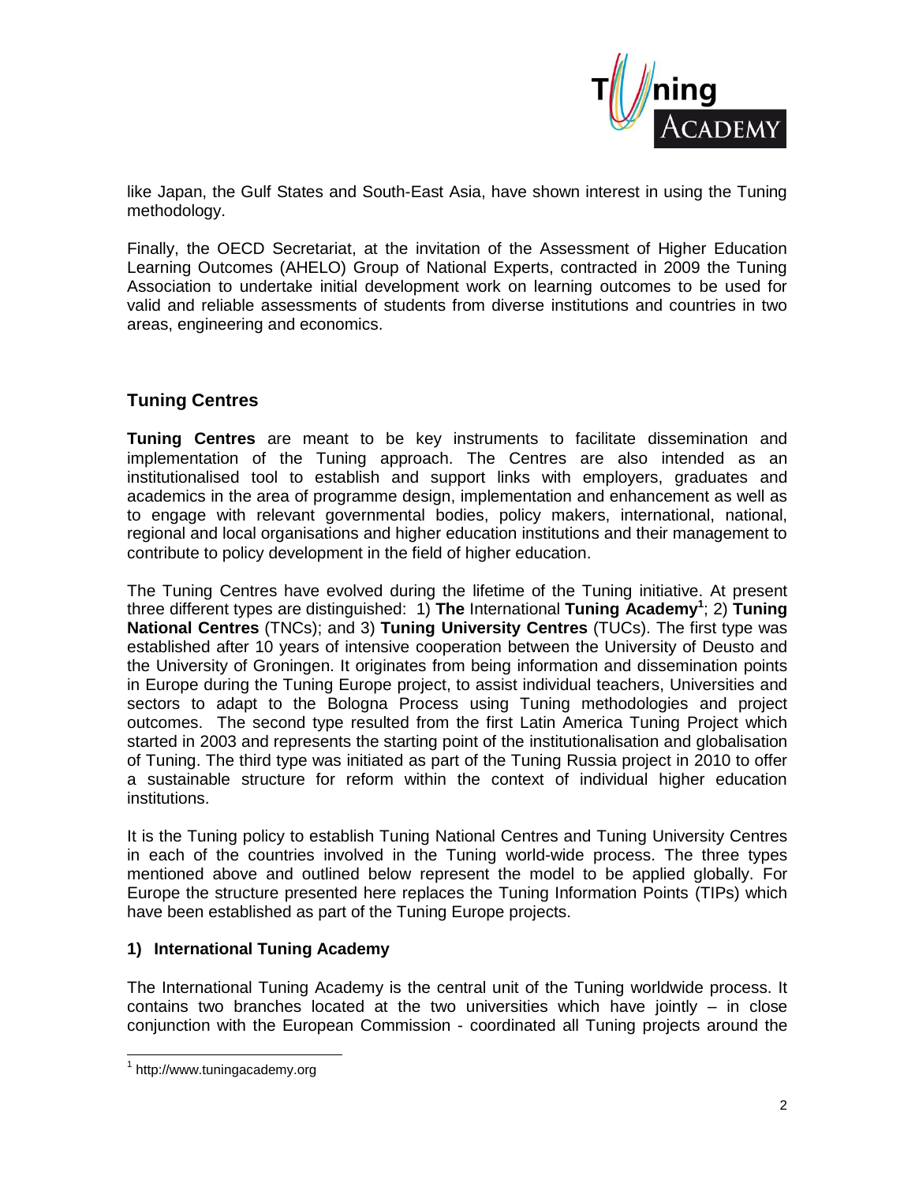like Japan, the Gulf States and South-East Asia, have shown interest in using the Tuning methodology.

Finally, the OECD Secretariat, at the invitation of the Assessment of Higher Education Learning Outcomes (AHELO) Group of National Experts, contracted in 2009 the Tuning Association to undertake initial development work on learning outcomes to be used for valid and reliable assessments of students from diverse institutions and countries in two areas, engineering and economics.

## Tuning Centres

**Tuning Centres** are meant to be key instruments to facilitate dissemination and implementation of the Tuning approach. The Centres are also intended as an institutionalised tool to establish and support links with employers, graduates and academics in the area of programme design, implementation and enhancement as well as to engage with relevant governmental bodies, policy makers, international, national, regional and local organisations and higher education institutions and their management to contribute to policy development in the field of higher education.

The Tuning Centres have evolved during the lifetime of the Tuning initiative. At present three different types are distinguished: 1) **The** International **Tuning Academy**[1]; 2) **Tuning National Centres** (TNCs); and 3) **Tuning University Centres** (TUCs). The first type was established after 10 years of intensive cooperation between the University of Deusto and the University of Groningen. It originates from being information and dissemination points in Europe during the Tuning Europe project, to assist individual teachers, Universities and sectors to adapt to the Bologna Process using Tuning methodologies and project outcomes. The second type resulted from the first Latin America Tuning Project which started in 2003 and represents the starting point of the institutionalisation and globalisation of Tuning. The third type was initiated as part of the Tuning Russia project in 2010 to offer a sustainable structure for reform within the context of individual higher education institutions.

It is the Tuning policy to establish Tuning National Centres and Tuning University Centres in each of the countries involved in the Tuning world-wide process. The three types mentioned above and outlined below represent the model to be applied globally. For Europe the structure presented here replaces the Tuning Information Points (TIPs) which have been established as part of the Tuning Europe projects.

### 1) International Tuning Academy

The International Tuning Academy is the central unit of the Tuning worldwide process. It contains two branches located at the two universities which have jointly – in close conjunction with the European Commission - coordinated all Tuning projects around the

[1] http://www.tuningacademy.org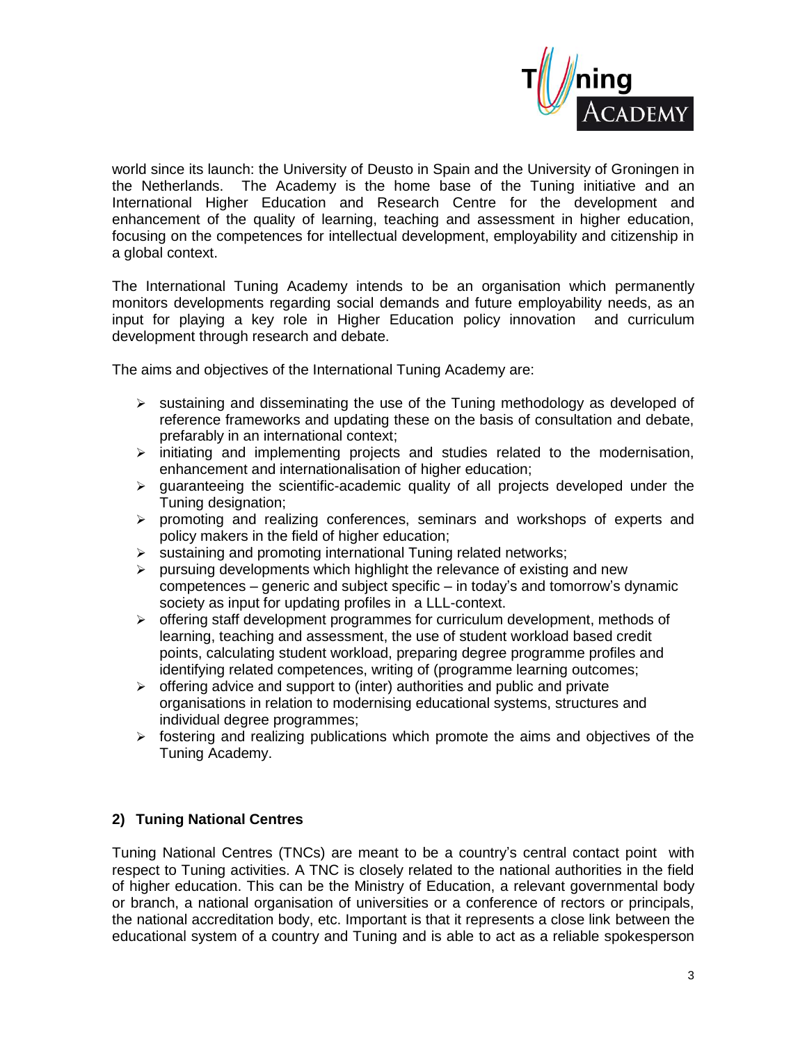world since its launch: the University of Deusto in Spain and the University of Groningen in the Netherlands. The Academy is the home base of the Tuning initiative and an International Higher Education and Research Centre for the development and enhancement of the quality of learning, teaching and assessment in higher education, focusing on the competences for intellectual development, employability and citizenship in a global context.

The International Tuning Academy intends to be an organisation which permanently monitors developments regarding social demands and future employability needs, as an input for playing a key role in Higher Education policy innovation and curriculum development through research and debate.

The aims and objectives of the International Tuning Academy are:

- sustaining and disseminating the use of the Tuning methodology as developed of reference frameworks and updating these on the basis of consultation and debate, prefarably in an international context;
- initiating and implementing projects and studies related to the modernisation, enhancement and internationalisation of higher education;
- guaranteeing the scientific-academic quality of all projects developed under the Tuning designation;
- promoting and realizing conferences, seminars and workshops of experts and policy makers in the field of higher education;
- sustaining and promoting international Tuning related networks;
- pursuing developments which highlight the relevance of existing and new competences – generic and subject specific – in today's and tomorrow's dynamic society as input for updating profiles in a LLL-context.
- offering staff development programmes for curriculum development, methods of learning, teaching and assessment, the use of student workload based credit points, calculating student workload, preparing degree programme profiles and identifying related competences, writing of (programme learning outcomes;
- offering advice and support to (inter) authorities and public and private organisations in relation to modernising educational systems, structures and individual degree programmes;
- fostering and realizing publications which promote the aims and objectives of the Tuning Academy.

## 2) Tuning National Centres

Tuning National Centres (TNCs) are meant to be a country's central contact point with respect to Tuning activities. A TNC is closely related to the national authorities in the field of higher education. This can be the Ministry of Education, a relevant governmental body or branch, a national organisation of universities or a conference of rectors or principals, the national accreditation body, etc. Important is that it represents a close link between the educational system of a country and Tuning and is able to act as a reliable spokesperson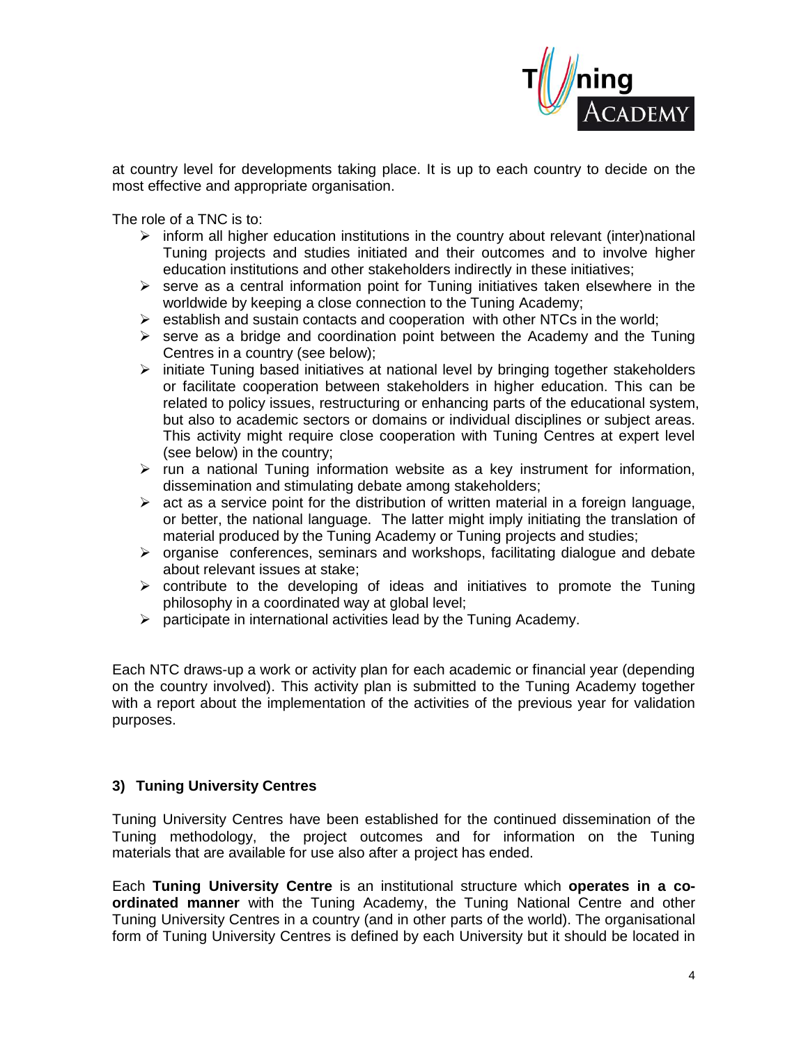at country level for developments taking place. It is up to each country to decide on the most effective and appropriate organisation.

The role of a TNC is to:

- inform all higher education institutions in the country about relevant (inter)national Tuning projects and studies initiated and their outcomes and to involve higher education institutions and other stakeholders indirectly in these initiatives;
- serve as a central information point for Tuning initiatives taken elsewhere in the worldwide by keeping a close connection to the Tuning Academy;
- establish and sustain contacts and cooperation with other NTCs in the world;
- serve as a bridge and coordination point between the Academy and the Tuning Centres in a country (see below);
- initiate Tuning based initiatives at national level by bringing together stakeholders or facilitate cooperation between stakeholders in higher education. This can be related to policy issues, restructuring or enhancing parts of the educational system, but also to academic sectors or domains or individual disciplines or subject areas. This activity might require close cooperation with Tuning Centres at expert level (see below) in the country;
- run a national Tuning information website as a key instrument for information, dissemination and stimulating debate among stakeholders;
- act as a service point for the distribution of written material in a foreign language, or better, the national language. The latter might imply initiating the translation of material produced by the Tuning Academy or Tuning projects and studies;
- organise conferences, seminars and workshops, facilitating dialogue and debate about relevant issues at stake;
- contribute to the developing of ideas and initiatives to promote the Tuning philosophy in a coordinated way at global level;
- participate in international activities lead by the Tuning Academy.

Each NTC draws-up a work or activity plan for each academic or financial year (depending on the country involved). This activity plan is submitted to the Tuning Academy together with a report about the implementation of the activities of the previous year for validation purposes.

### 3) Tuning University Centres

Tuning University Centres have been established for the continued dissemination of the Tuning methodology, the project outcomes and for information on the Tuning materials that are available for use also after a project has ended.

Each **Tuning University Centre** is an institutional structure which **operates in a co-ordinated manner** with the Tuning Academy, the Tuning National Centre and other Tuning University Centres in a country (and in other parts of the world). The organisational form of Tuning University Centres is defined by each University but it should be located in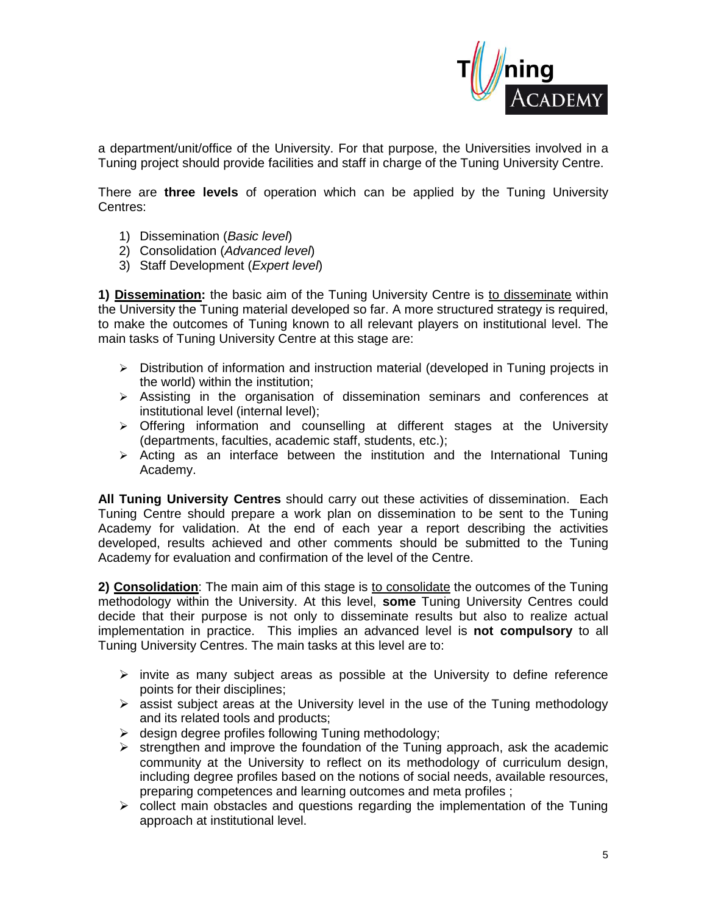a department/unit/office of the University. For that purpose, the Universities involved in a Tuning project should provide facilities and staff in charge of the Tuning University Centre.

There are **three levels** of operation which can be applied by the Tuning University Centres:

1) Dissemination (*Basic level*)
2) Consolidation (*Advanced level*)
3) Staff Development (*Expert level*)

**1) Dissemination:** the basic aim of the Tuning University Centre is to disseminate within the University the Tuning material developed so far. A more structured strategy is required, to make the outcomes of Tuning known to all relevant players on institutional level. The main tasks of Tuning University Centre at this stage are:

- Distribution of information and instruction material (developed in Tuning projects in the world) within the institution;
- Assisting in the organisation of dissemination seminars and conferences at institutional level (internal level);
- Offering information and counselling at different stages at the University (departments, faculties, academic staff, students, etc.);
- Acting as an interface between the institution and the International Tuning Academy.

**All Tuning University Centres** should carry out these activities of dissemination. Each Tuning Centre should prepare a work plan on dissemination to be sent to the Tuning Academy for validation. At the end of each year a report describing the activities developed, results achieved and other comments should be submitted to the Tuning Academy for evaluation and confirmation of the level of the Centre.

**2) Consolidation**: The main aim of this stage is to consolidate the outcomes of the Tuning methodology within the University. At this level, **some** Tuning University Centres could decide that their purpose is not only to disseminate results but also to realize actual implementation in practice. This implies an advanced level is **not compulsory** to all Tuning University Centres. The main tasks at this level are to:

- invite as many subject areas as possible at the University to define reference points for their disciplines;
- assist subject areas at the University level in the use of the Tuning methodology and its related tools and products;
- design degree profiles following Tuning methodology;
- strengthen and improve the foundation of the Tuning approach, ask the academic community at the University to reflect on its methodology of curriculum design, including degree profiles based on the notions of social needs, available resources, preparing competences and learning outcomes and meta profiles ;
- collect main obstacles and questions regarding the implementation of the Tuning approach at institutional level.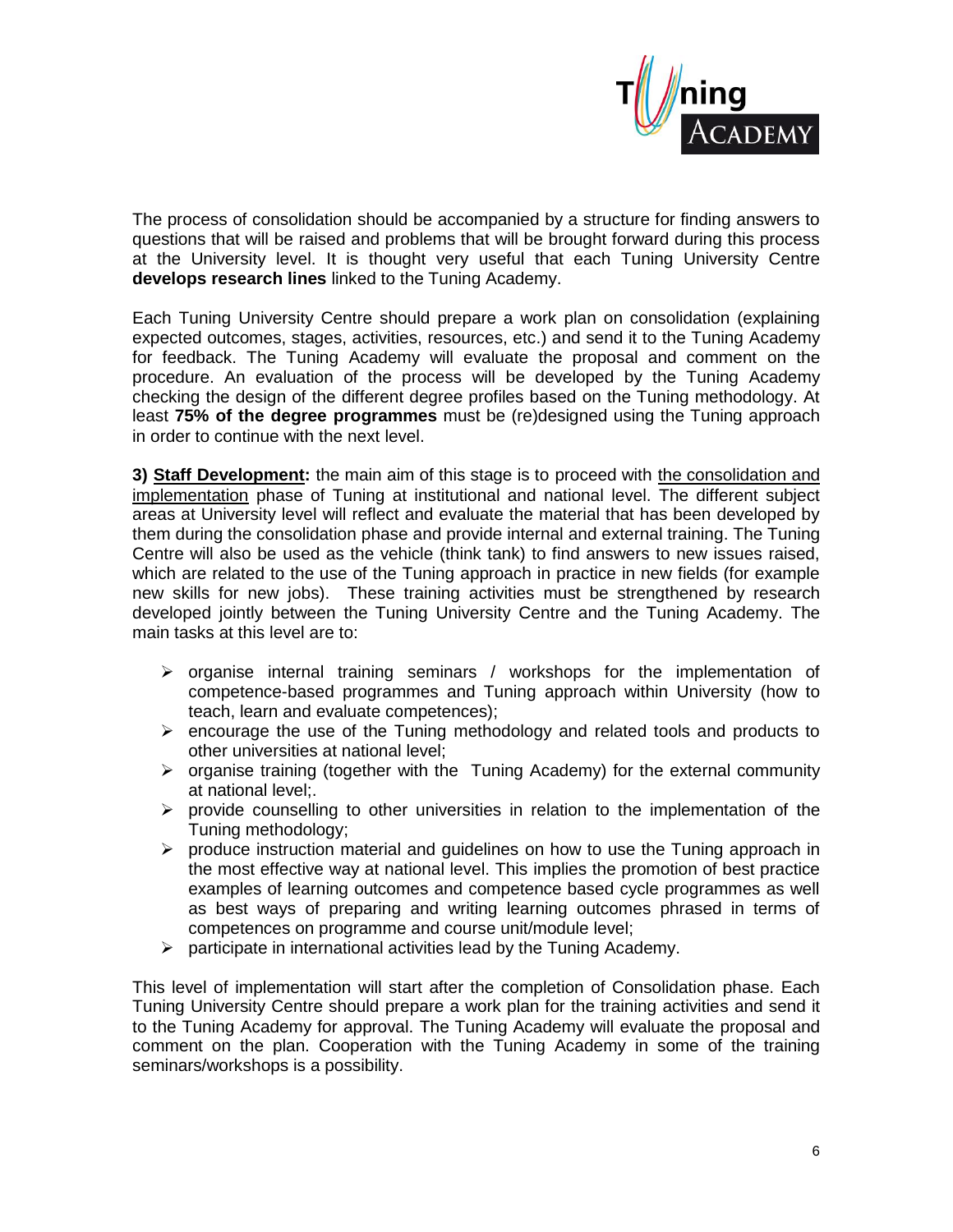The process of consolidation should be accompanied by a structure for finding answers to questions that will be raised and problems that will be brought forward during this process at the University level. It is thought very useful that each Tuning University Centre **develops research lines** linked to the Tuning Academy.

Each Tuning University Centre should prepare a work plan on consolidation (explaining expected outcomes, stages, activities, resources, etc.) and send it to the Tuning Academy for feedback. The Tuning Academy will evaluate the proposal and comment on the procedure. An evaluation of the process will be developed by the Tuning Academy checking the design of the different degree profiles based on the Tuning methodology. At least **75% of the degree programmes** must be (re)designed using the Tuning approach in order to continue with the next level.

**3) Staff Development:** the main aim of this stage is to proceed with the consolidation and implementation phase of Tuning at institutional and national level. The different subject areas at University level will reflect and evaluate the material that has been developed by them during the consolidation phase and provide internal and external training. The Tuning Centre will also be used as the vehicle (think tank) to find answers to new issues raised, which are related to the use of the Tuning approach in practice in new fields (for example new skills for new jobs). These training activities must be strengthened by research developed jointly between the Tuning University Centre and the Tuning Academy. The main tasks at this level are to:

- organise internal training seminars / workshops for the implementation of competence-based programmes and Tuning approach within University (how to teach, learn and evaluate competences);
- encourage the use of the Tuning methodology and related tools and products to other universities at national level;
- organise training (together with the Tuning Academy) for the external community at national level;.
- provide counselling to other universities in relation to the implementation of the Tuning methodology;
- produce instruction material and guidelines on how to use the Tuning approach in the most effective way at national level. This implies the promotion of best practice examples of learning outcomes and competence based cycle programmes as well as best ways of preparing and writing learning outcomes phrased in terms of competences on programme and course unit/module level;
- participate in international activities lead by the Tuning Academy.

This level of implementation will start after the completion of Consolidation phase. Each Tuning University Centre should prepare a work plan for the training activities and send it to the Tuning Academy for approval. The Tuning Academy will evaluate the proposal and comment on the plan. Cooperation with the Tuning Academy in some of the training seminars/workshops is a possibility.